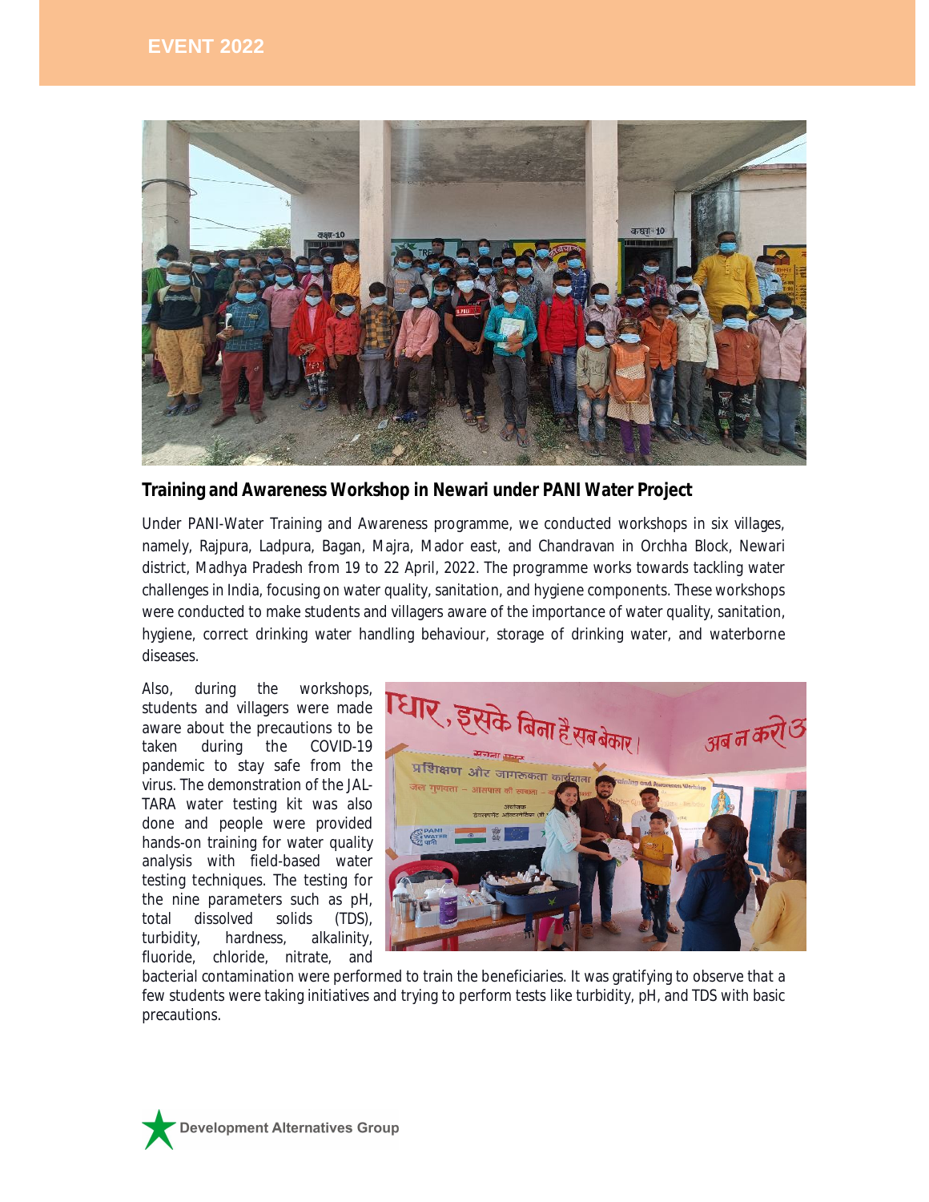# EVENT 2022

## Training and Awareness Workshop in Newari under PANI Water Project

Under PANI-Water Training and Awareness programme, we conducted workshops in six villages, namely, Rajpura, Ladpura, Bagan, Majra, Mador east, and Chandravan in Orchha Block, Newari district, Madhya Pradesh from 19 to 22 April, 2022. The programme works towards tackling water challenges in India, focusing on water quality, sanitation, and hygiene components. These workshops were conducted to make students and villagers aware of the importance of water quality, sanitation, hygiene, correct drinking water handling behaviour, storage of drinking water, and waterborne diseases.

Also, during the workshops, students and villagers were made aware about the precautions to be taken during the COVID-19 pandemic to stay safe from the virus. The demonstration of the JAL-TARA water testing kit was also done and people were provided hands-on training for water quality analysis with field-based water testing techniques. The testing for the nine parameters such as pH, total dissolved solids (TDS), turbidity, hardness, alkalinity, fluoride, chloride, nitrate, and bacterial contamination were performed to train the beneficiaries. It was gratifying to observe that a few students were taking initiatives and trying to perform tests like turbidity, pH, and TDS with basic precautions.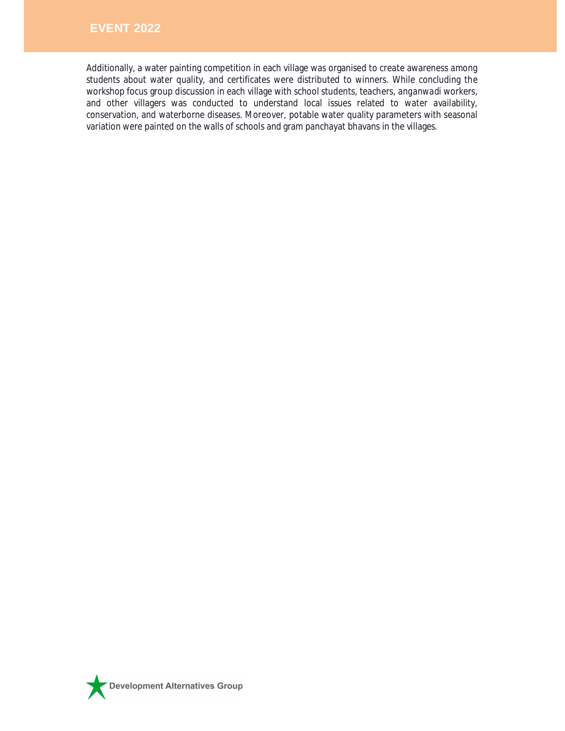Additionally, a water painting competition in each village was organised to create awareness among students about water quality, and certificates were distributed to winners. While concluding the workshop focus group discussion in each village with school students, teachers, anganwadi workers, and other villagers was conducted to understand local issues related to water availability, conservation, and waterborne diseases. Moreover, potable water quality parameters with seasonal variation were painted on the walls of schools and gram panchayat bhavans in the villages.